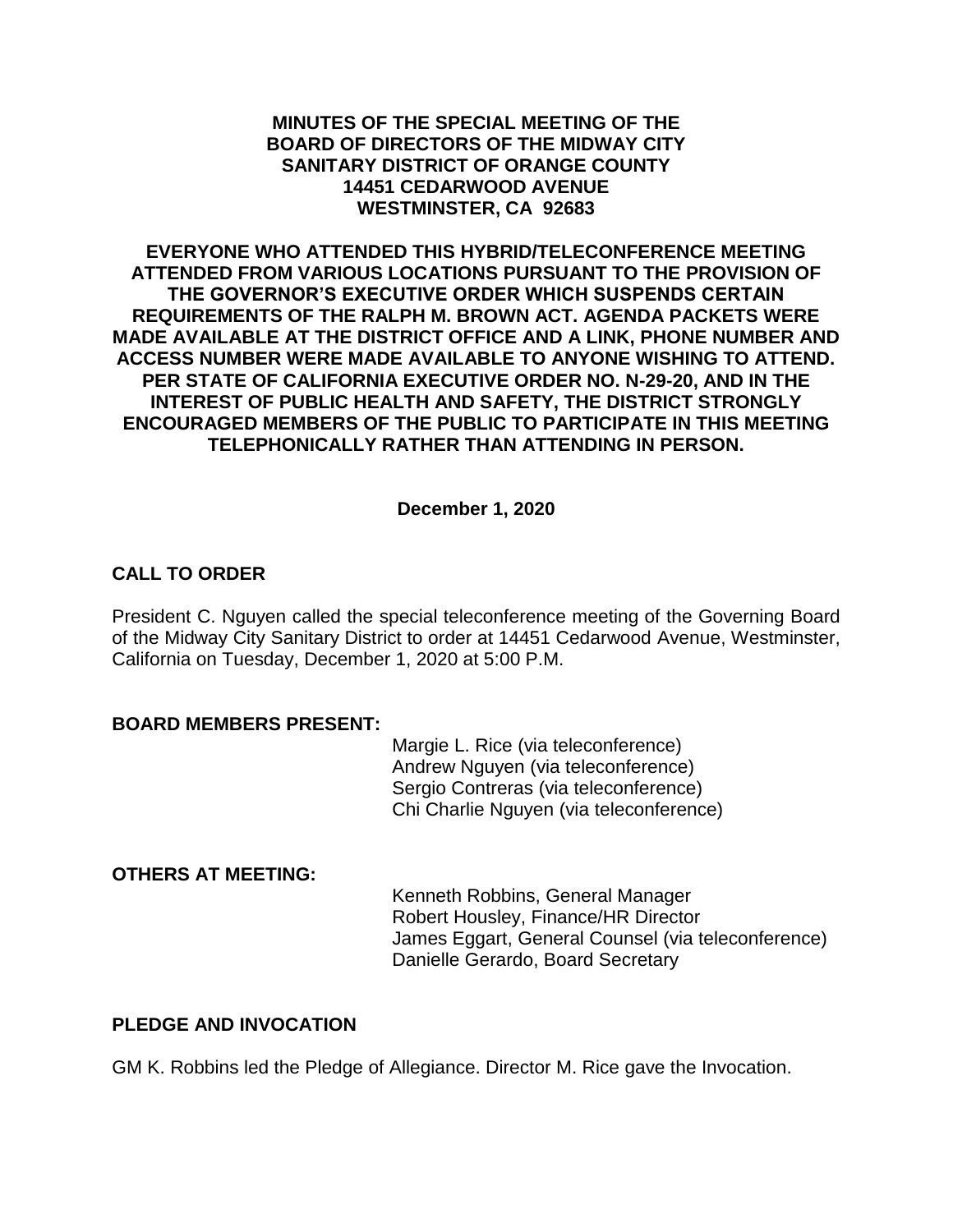**MINUTES OF THE SPECIAL MEETING OF THE BOARD OF DIRECTORS OF THE MIDWAY CITY SANITARY DISTRICT OF ORANGE COUNTY 14451 CEDARWOOD AVENUE WESTMINSTER, CA 92683**

**EVERYONE WHO ATTENDED THIS HYBRID/TELECONFERENCE MEETING ATTENDED FROM VARIOUS LOCATIONS PURSUANT TO THE PROVISION OF THE GOVERNOR'S EXECUTIVE ORDER WHICH SUSPENDS CERTAIN REQUIREMENTS OF THE RALPH M. BROWN ACT. AGENDA PACKETS WERE MADE AVAILABLE AT THE DISTRICT OFFICE AND A LINK, PHONE NUMBER AND ACCESS NUMBER WERE MADE AVAILABLE TO ANYONE WISHING TO ATTEND. PER STATE OF CALIFORNIA EXECUTIVE ORDER NO. N-29-20, AND IN THE INTEREST OF PUBLIC HEALTH AND SAFETY, THE DISTRICT STRONGLY ENCOURAGED MEMBERS OF THE PUBLIC TO PARTICIPATE IN THIS MEETING TELEPHONICALLY RATHER THAN ATTENDING IN PERSON.**

**December 1, 2020**

## CALL TO ORDER

President C. Nguyen called the special teleconference meeting of the Governing Board of the Midway City Sanitary District to order at 14451 Cedarwood Avenue, Westminster, California on Tuesday, December 1, 2020 at 5:00 P.M.

## BOARD MEMBERS PRESENT:

Margie L. Rice (via teleconference)
Andrew Nguyen (via teleconference)
Sergio Contreras (via teleconference)
Chi Charlie Nguyen (via teleconference)

## OTHERS AT MEETING:

Kenneth Robbins, General Manager
Robert Housley, Finance/HR Director
James Eggart, General Counsel (via teleconference)
Danielle Gerardo, Board Secretary

## PLEDGE AND INVOCATION

GM K. Robbins led the Pledge of Allegiance. Director M. Rice gave the Invocation.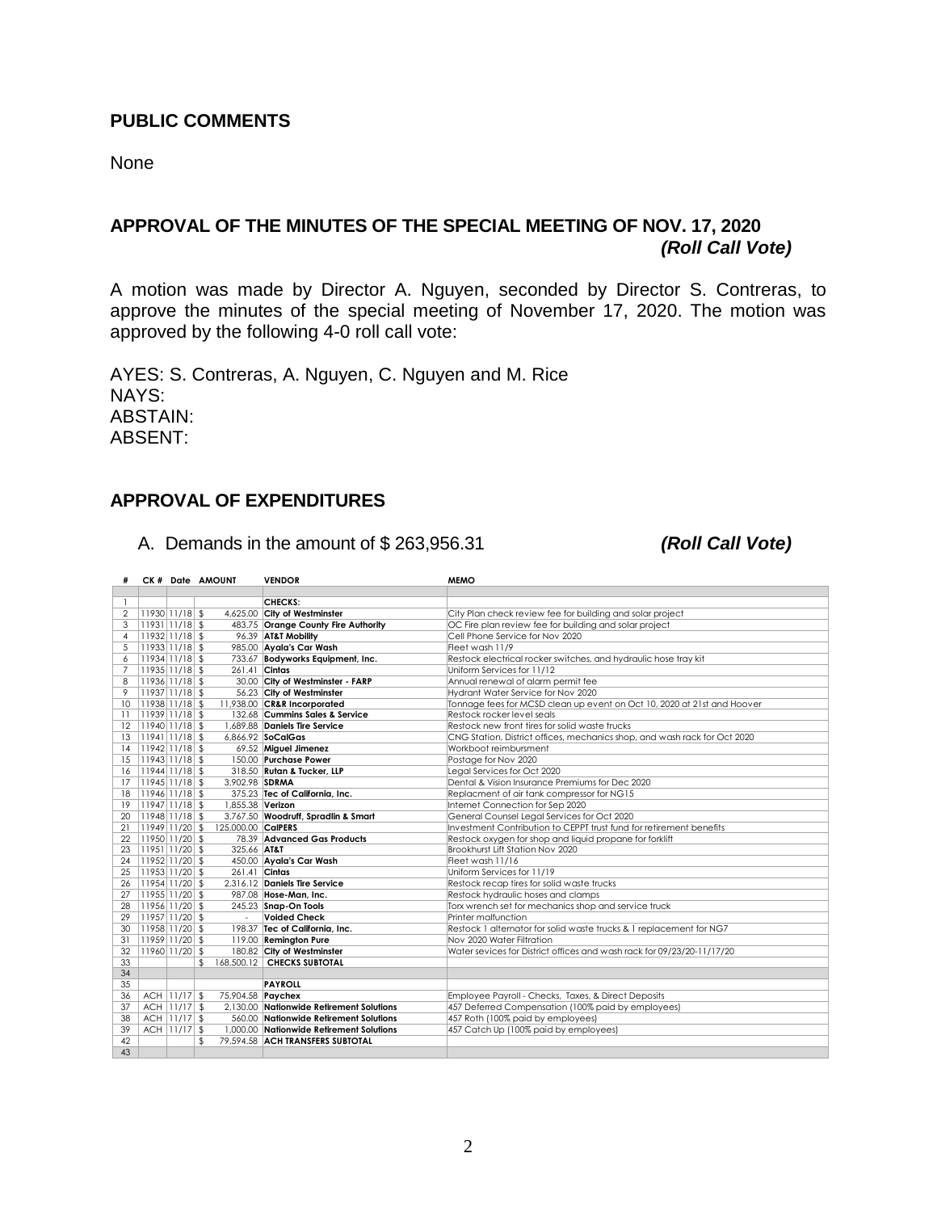## PUBLIC COMMENTS

None

## APPROVAL OF THE MINUTES OF THE SPECIAL MEETING OF NOV. 17, 2020 *(Roll Call Vote)*

A motion was made by Director A. Nguyen, seconded by Director S. Contreras, to approve the minutes of the special meeting of November 17, 2020. The motion was approved by the following 4-0 roll call vote:

AYES: S. Contreras, A. Nguyen, C. Nguyen and M. Rice
NAYS:
ABSTAIN:
ABSENT:

## APPROVAL OF EXPENDITURES

A. Demands in the amount of $ 263,956.31 ***(Roll Call Vote)***

| # | CK # | Date | AMOUNT | VENDOR | MEMO |
|---|---|---|---|---|---|
| | | | | | |
| 1 | | | | **CHECKS:** | |
| 2 | 11930 | 11/18 | $ 4,625.00 | **City of Westminster** | City Plan check review fee for building and solar project |
| 3 | 11931 | 11/18 | $ 483.75 | **Orange County Fire Authority** | OC Fire plan review fee for building and solar project |
| 4 | 11932 | 11/18 | $ 96.39 | **AT&T Mobility** | Cell Phone Service for Nov 2020 |
| 5 | 11933 | 11/18 | $ 985.00 | **Ayala's Car Wash** | Fleet wash 11/9 |
| 6 | 11934 | 11/18 | $ 733.67 | **Bodyworks Equipment, Inc.** | Restock electrical rocker switches, and hydraulic hose tray kit |
| 7 | 11935 | 11/18 | $ 261.41 | **Cintas** | Uniform Services for 11/12 |
| 8 | 11936 | 11/18 | $ 30.00 | **City of Westminster - FARP** | Annual renewal of alarm permit fee |
| 9 | 11937 | 11/18 | $ 56.23 | **City of Westminster** | Hydrant Water Service for Nov 2020 |
| 10 | 11938 | 11/18 | $ 11,938.00 | **CR&R Incorporated** | Tonnage fees for MCSD clean up event on Oct 10, 2020 at 21st and Hoover |
| 11 | 11939 | 11/18 | $ 132.68 | **Cummins Sales & Service** | Restock rocker level seals |
| 12 | 11940 | 11/18 | $ 1,689.88 | **Daniels Tire Service** | Restock new front tires for solid waste trucks |
| 13 | 11941 | 11/18 | $ 6,866.92 | **SoCalGas** | CNG Station, District offices, mechanics shop, and wash rack for Oct 2020 |
| 14 | 11942 | 11/18 | $ 69.52 | **Miguel Jimenez** | Workboot reimbursment |
| 15 | 11943 | 11/18 | $ 150.00 | **Purchase Power** | Postage for Nov 2020 |
| 16 | 11944 | 11/18 | $ 318.50 | **Rutan & Tucker, LLP** | Legal Services for Oct 2020 |
| 17 | 11945 | 11/18 | $ 3,902.98 | **SDRMA** | Dental & Vision Insurance Premiums for Dec 2020 |
| 18 | 11946 | 11/18 | $ 375.23 | **Tec of California, Inc.** | Replacment of air tank compressor for NG15 |
| 19 | 11947 | 11/18 | $ 1,855.38 | **Verizon** | Internet Connection for Sep 2020 |
| 20 | 11948 | 11/18 | $ 3,767.50 | **Woodruff, Spradlin & Smart** | General Counsel Legal Services for Oct 2020 |
| 21 | 11949 | 11/20 | $ 125,000.00 | **CalPERS** | Investment Contribution to CEPPT trust fund for retirement benefits |
| 22 | 11950 | 11/20 | $ 78.39 | **Advanced Gas Products** | Restock oxygen for shop and liquid propane for forklift |
| 23 | 11951 | 11/20 | $ 325.66 | **AT&T** | Brookhurst Lift Station Nov 2020 |
| 24 | 11952 | 11/20 | $ 450.00 | **Ayala's Car Wash** | Fleet wash 11/16 |
| 25 | 11953 | 11/20 | $ 261.41 | **Cintas** | Uniform Services for 11/19 |
| 26 | 11954 | 11/20 | $ 2,316.12 | **Daniels Tire Service** | Restock recap tires for solid waste trucks |
| 27 | 11955 | 11/20 | $ 987.08 | **Hose-Man, Inc.** | Restock hydraulic hoses and clamps |
| 28 | 11956 | 11/20 | $ 245.23 | **Snap-On Tools** | Torx wrench set for mechanics shop and service truck |
| 29 | 11957 | 11/20 | $ - | **Voided Check** | Printer malfunction |
| 30 | 11958 | 11/20 | $ 198.37 | **Tec of California, Inc.** | Restock 1 alternator for solid waste trucks & 1 replacement for NG7 |
| 31 | 11959 | 11/20 | $ 119.00 | **Remington Pure** | Nov 2020 Water Filtration |
| 32 | 11960 | 11/20 | $ 180.82 | **City of Westminster** | Water sevices for District offices and wash rack for 09/23/20-11/17/20 |
| 33 | | | $ 168,500.12 | **CHECKS SUBTOTAL** | |
| 34 | | | | | |
| 35 | | | | **PAYROLL** | |
| 36 | ACH | 11/17 | $ 75,904.58 | **Paychex** | Employee Payroll - Checks, Taxes, & Direct Deposits |
| 37 | ACH | 11/17 | $ 2,130.00 | **Nationwide Retirement Solutions** | 457 Deferred Compensation (100% paid by employees) |
| 38 | ACH | 11/17 | $ 560.00 | **Nationwide Retirement Solutions** | 457 Roth (100% paid by employees) |
| 39 | ACH | 11/17 | $ 1,000.00 | **Nationwide Retirement Solutions** | 457 Catch Up (100% paid by employees) |
| 42 | | | $ 79,594.58 | **ACH TRANSFERS SUBTOTAL** | |
| 43 | | | | | |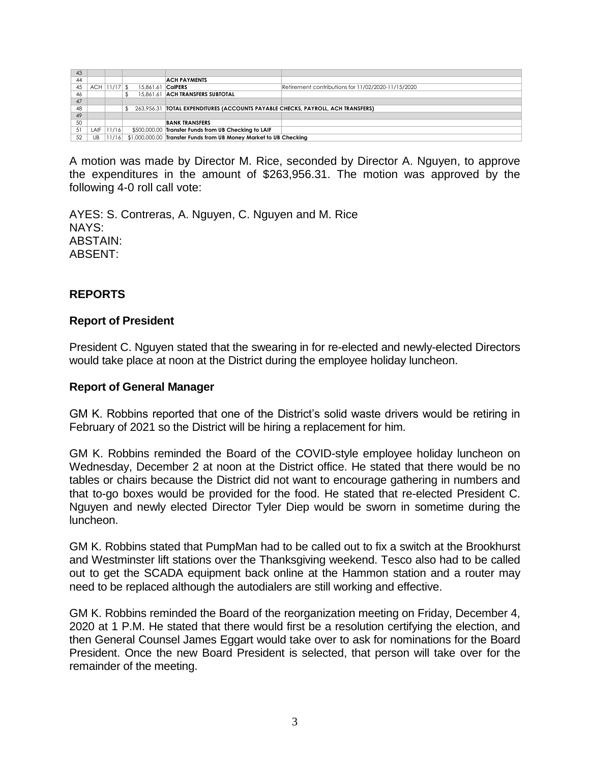| | | | | | |
|---|---|---|---|---|---|
| 43 | | | | | |
| 44 | | | | **ACH PAYMENTS** | |
| 45 | ACH | 11/17 | $ 15,861.61 | **CalPERS** | Retirement contributions for 11/02/2020-11/15/2020 |
| 46 | | | $ 15,861.61 | **ACH TRANSFERS SUBTOTAL** | |
| 47 | | | | | |
| 48 | | | $ 263,956.31 | **TOTAL EXPENDITURES (ACCOUNTS PAYABLE CHECKS, PAYROLL, ACH TRANSFERS)** | |
| 49 | | | | | |
| 50 | | | | **BANK TRANSFERS** | |
| 51 | LAIF | 11/16 | $500,000.00 | **Transfer Funds from UB Checking to LAIF** | |
| 52 | UB | 11/16 | $1,000,000.00 | **Transfer Funds from UB Money Market to UB Checking** | |

A motion was made by Director M. Rice, seconded by Director A. Nguyen, to approve the expenditures in the amount of $263,956.31. The motion was approved by the following 4-0 roll call vote:

AYES: S. Contreras, A. Nguyen, C. Nguyen and M. Rice
NAYS:
ABSTAIN:
ABSENT:

## REPORTS

### Report of President

President C. Nguyen stated that the swearing in for re-elected and newly-elected Directors would take place at noon at the District during the employee holiday luncheon.

### Report of General Manager

GM K. Robbins reported that one of the District's solid waste drivers would be retiring in February of 2021 so the District will be hiring a replacement for him.

GM K. Robbins reminded the Board of the COVID-style employee holiday luncheon on Wednesday, December 2 at noon at the District office. He stated that there would be no tables or chairs because the District did not want to encourage gathering in numbers and that to-go boxes would be provided for the food. He stated that re-elected President C. Nguyen and newly elected Director Tyler Diep would be sworn in sometime during the luncheon.

GM K. Robbins stated that PumpMan had to be called out to fix a switch at the Brookhurst and Westminster lift stations over the Thanksgiving weekend. Tesco also had to be called out to get the SCADA equipment back online at the Hammon station and a router may need to be replaced although the autodialers are still working and effective.

GM K. Robbins reminded the Board of the reorganization meeting on Friday, December 4, 2020 at 1 P.M. He stated that there would first be a resolution certifying the election, and then General Counsel James Eggart would take over to ask for nominations for the Board President. Once the new Board President is selected, that person will take over for the remainder of the meeting.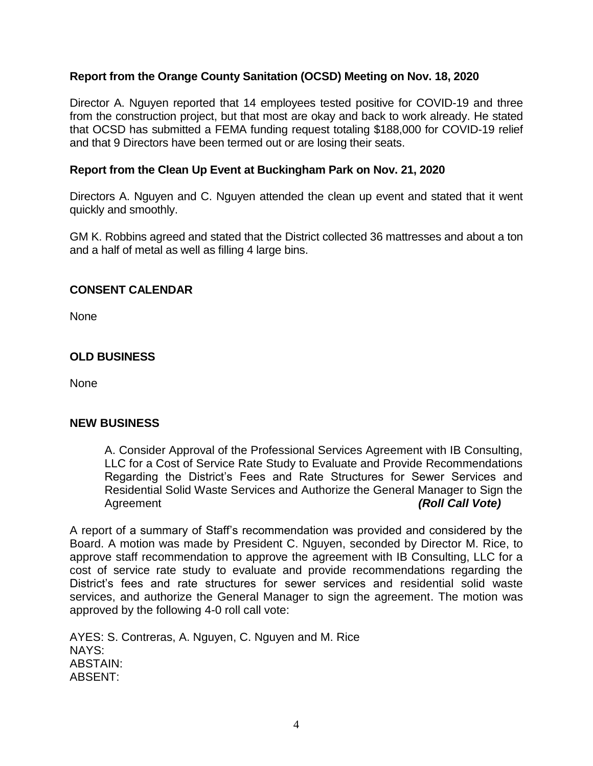**Report from the Orange County Sanitation (OCSD) Meeting on Nov. 18, 2020**

Director A. Nguyen reported that 14 employees tested positive for COVID-19 and three from the construction project, but that most are okay and back to work already. He stated that OCSD has submitted a FEMA funding request totaling $188,000 for COVID-19 relief and that 9 Directors have been termed out or are losing their seats.

**Report from the Clean Up Event at Buckingham Park on Nov. 21, 2020**

Directors A. Nguyen and C. Nguyen attended the clean up event and stated that it went quickly and smoothly.

GM K. Robbins agreed and stated that the District collected 36 mattresses and about a ton and a half of metal as well as filling 4 large bins.

**CONSENT CALENDAR**

None

**OLD BUSINESS**

None

**NEW BUSINESS**

A. Consider Approval of the Professional Services Agreement with IB Consulting, LLC for a Cost of Service Rate Study to Evaluate and Provide Recommendations Regarding the District's Fees and Rate Structures for Sewer Services and Residential Solid Waste Services and Authorize the General Manager to Sign the Agreement ***(Roll Call Vote)***

A report of a summary of Staff's recommendation was provided and considered by the Board. A motion was made by President C. Nguyen, seconded by Director M. Rice, to approve staff recommendation to approve the agreement with IB Consulting, LLC for a cost of service rate study to evaluate and provide recommendations regarding the District's fees and rate structures for sewer services and residential solid waste services, and authorize the General Manager to sign the agreement. The motion was approved by the following 4-0 roll call vote:

AYES: S. Contreras, A. Nguyen, C. Nguyen and M. Rice
NAYS:
ABSTAIN:
ABSENT: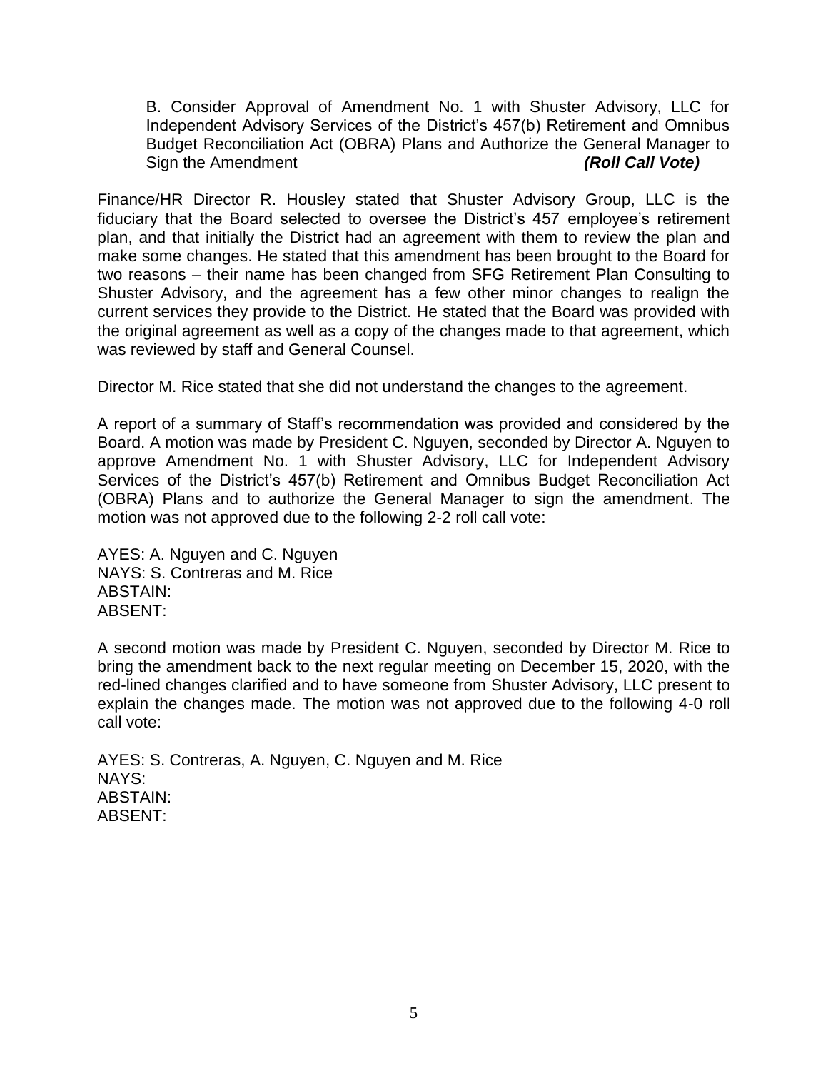B. Consider Approval of Amendment No. 1 with Shuster Advisory, LLC for Independent Advisory Services of the District's 457(b) Retirement and Omnibus Budget Reconciliation Act (OBRA) Plans and Authorize the General Manager to Sign the Amendment ***(Roll Call Vote)***

Finance/HR Director R. Housley stated that Shuster Advisory Group, LLC is the fiduciary that the Board selected to oversee the District's 457 employee's retirement plan, and that initially the District had an agreement with them to review the plan and make some changes. He stated that this amendment has been brought to the Board for two reasons – their name has been changed from SFG Retirement Plan Consulting to Shuster Advisory, and the agreement has a few other minor changes to realign the current services they provide to the District. He stated that the Board was provided with the original agreement as well as a copy of the changes made to that agreement, which was reviewed by staff and General Counsel.

Director M. Rice stated that she did not understand the changes to the agreement.

A report of a summary of Staff's recommendation was provided and considered by the Board. A motion was made by President C. Nguyen, seconded by Director A. Nguyen to approve Amendment No. 1 with Shuster Advisory, LLC for Independent Advisory Services of the District's 457(b) Retirement and Omnibus Budget Reconciliation Act (OBRA) Plans and to authorize the General Manager to sign the amendment. The motion was not approved due to the following 2-2 roll call vote:

AYES: A. Nguyen and C. Nguyen
NAYS: S. Contreras and M. Rice
ABSTAIN:
ABSENT:

A second motion was made by President C. Nguyen, seconded by Director M. Rice to bring the amendment back to the next regular meeting on December 15, 2020, with the red-lined changes clarified and to have someone from Shuster Advisory, LLC present to explain the changes made. The motion was not approved due to the following 4-0 roll call vote:

AYES: S. Contreras, A. Nguyen, C. Nguyen and M. Rice
NAYS:
ABSTAIN:
ABSENT: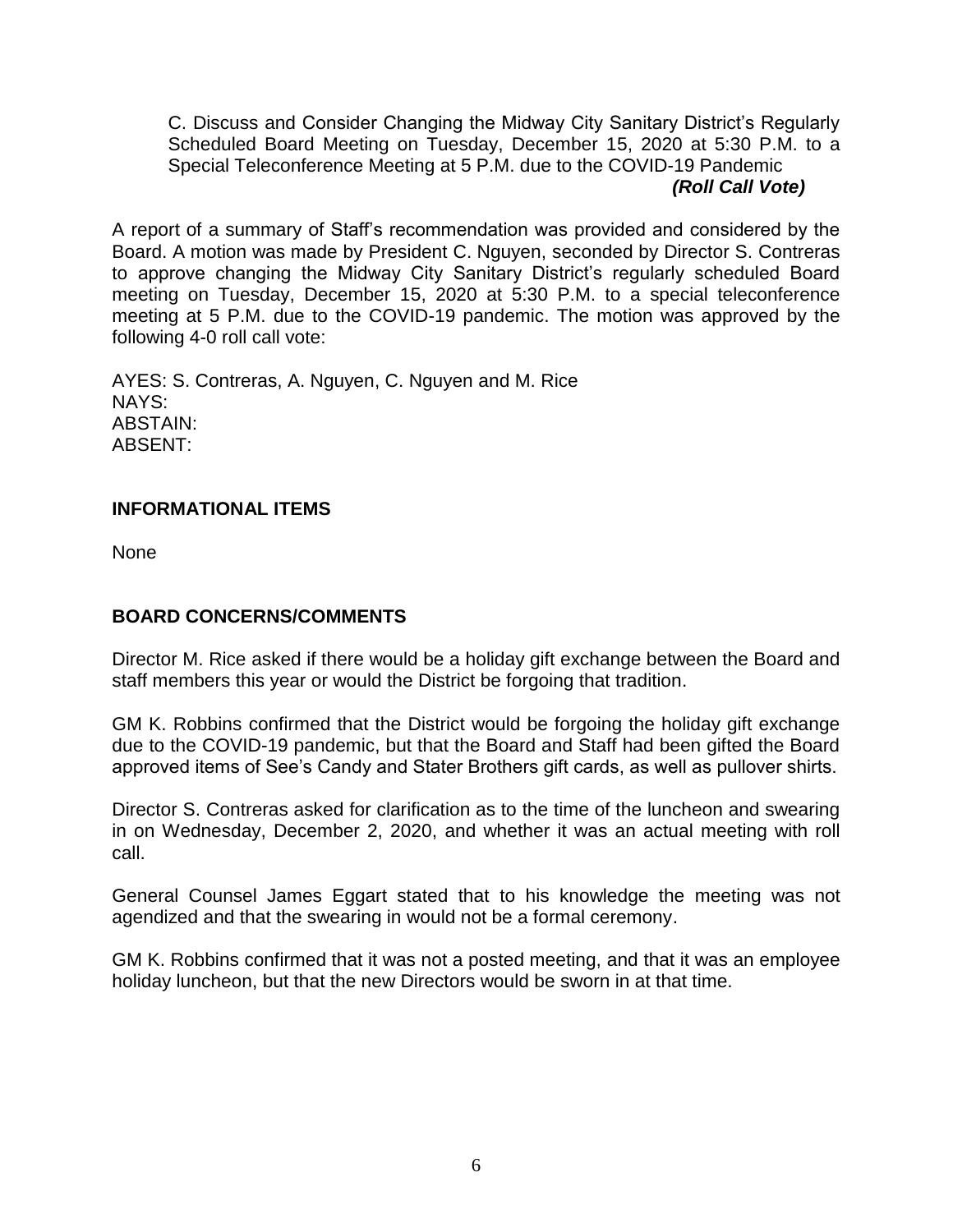C. Discuss and Consider Changing the Midway City Sanitary District's Regularly Scheduled Board Meeting on Tuesday, December 15, 2020 at 5:30 P.M. to a Special Teleconference Meeting at 5 P.M. due to the COVID-19 Pandemic
***(Roll Call Vote)***

A report of a summary of Staff's recommendation was provided and considered by the Board. A motion was made by President C. Nguyen, seconded by Director S. Contreras to approve changing the Midway City Sanitary District's regularly scheduled Board meeting on Tuesday, December 15, 2020 at 5:30 P.M. to a special teleconference meeting at 5 P.M. due to the COVID-19 pandemic. The motion was approved by the following 4-0 roll call vote:

AYES: S. Contreras, A. Nguyen, C. Nguyen and M. Rice
NAYS:
ABSTAIN:
ABSENT:

**INFORMATIONAL ITEMS**

None

**BOARD CONCERNS/COMMENTS**

Director M. Rice asked if there would be a holiday gift exchange between the Board and staff members this year or would the District be forgoing that tradition.

GM K. Robbins confirmed that the District would be forgoing the holiday gift exchange due to the COVID-19 pandemic, but that the Board and Staff had been gifted the Board approved items of See's Candy and Stater Brothers gift cards, as well as pullover shirts.

Director S. Contreras asked for clarification as to the time of the luncheon and swearing in on Wednesday, December 2, 2020, and whether it was an actual meeting with roll call.

General Counsel James Eggart stated that to his knowledge the meeting was not agendized and that the swearing in would not be a formal ceremony.

GM K. Robbins confirmed that it was not a posted meeting, and that it was an employee holiday luncheon, but that the new Directors would be sworn in at that time.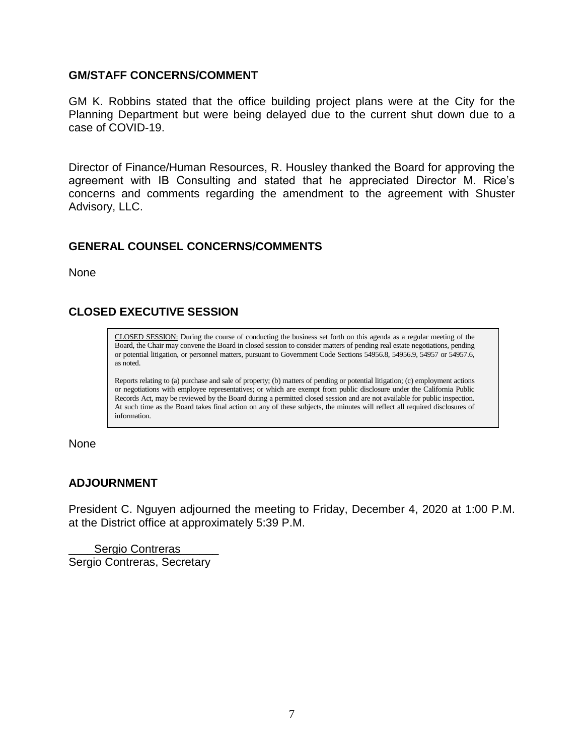## GM/STAFF CONCERNS/COMMENT

GM K. Robbins stated that the office building project plans were at the City for the Planning Department but were being delayed due to the current shut down due to a case of COVID-19.

Director of Finance/Human Resources, R. Housley thanked the Board for approving the agreement with IB Consulting and stated that he appreciated Director M. Rice's concerns and comments regarding the amendment to the agreement with Shuster Advisory, LLC.

## GENERAL COUNSEL CONCERNS/COMMENTS

None

## CLOSED EXECUTIVE SESSION

CLOSED SESSION: During the course of conducting the business set forth on this agenda as a regular meeting of the Board, the Chair may convene the Board in closed session to consider matters of pending real estate negotiations, pending or potential litigation, or personnel matters, pursuant to Government Code Sections 54956.8, 54956.9, 54957 or 54957.6, as noted.

Reports relating to (a) purchase and sale of property; (b) matters of pending or potential litigation; (c) employment actions or negotiations with employee representatives; or which are exempt from public disclosure under the California Public Records Act, may be reviewed by the Board during a permitted closed session and are not available for public inspection. At such time as the Board takes final action on any of these subjects, the minutes will reflect all required disclosures of information.

None

## ADJOURNMENT

President C. Nguyen adjourned the meeting to Friday, December 4, 2020 at 1:00 P.M. at the District office at approximately 5:39 P.M.

____Sergio Contreras______
Sergio Contreras, Secretary